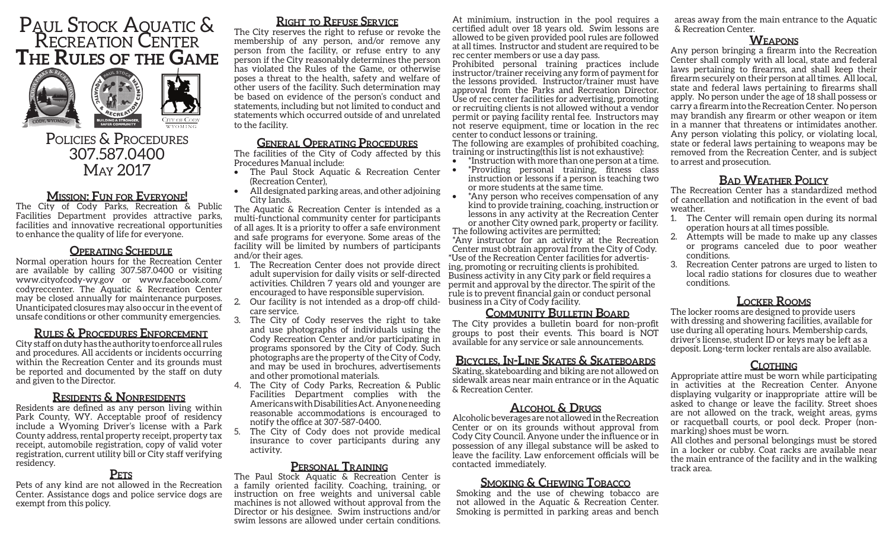# Paul Stock Aquatic & Recreation Center
# The Rules of the Game

Policies & Procedures
307.587.0400
May 2017

## Mission: Fun for Everyone!

The City of Cody Parks, Recreation & Public Facilities Department provides attractive parks, facilities and innovative recreational opportunities to enhance the quality of life for everyone.

## Operating Schedule

Normal operation hours for the Recreation Center are available by calling 307.587.0400 or visiting www.cityofcody-wy.gov or www.facebook.com/codyreccenter. The Aquatic & Recreation Center may be closed annually for maintenance purposes. Unanticipated closures may also occur in the event of unsafe conditions or other community emergencies.

## Rules & Procedures Enforcement

City staff on duty has the authority to enforce all rules and procedures. All accidents or incidents occurring within the Recreation Center and its grounds must be reported and documented by the staff on duty and given to the Director.

## Residents & Nonresidents

Residents are defined as any person living within Park County, WY. Acceptable proof of residency include a Wyoming Driver's license with a Park County address, rental property receipt, property tax receipt, automobile registration, copy of valid voter registration, current utility bill or City staff verifying residency.

## Pets

Pets of any kind are not allowed in the Recreation Center. Assistance dogs and police service dogs are exempt from this policy.

## Right to Refuse Service

The City reserves the right to refuse or revoke the membership of any person, and/or remove any person from the facility, or refuse entry to any person if the City reasonably determines the person has violated the Rules of the Game, or otherwise poses a threat to the health, safety and welfare of other users of the facility. Such determination may be based on evidence of the person's conduct and statements, including but not limited to conduct and statements which occurred outside of and unrelated to the facility.

## General Operating Procedures

The facilities of the City of Cody affected by this Procedures Manual include:

- The Paul Stock Aquatic & Recreation Center (Recreation Center),
- All designated parking areas, and other adjoining City lands.

The Aquatic & Recreation Center is intended as a multi-functional community center for participants of all ages. It is a priority to offer a safe environment and safe programs for everyone. Some areas of the facility will be limited by numbers of participants and/or their ages.

1. The Recreation Center does not provide direct adult supervision for daily visits or self-directed activities. Children 7 years old and younger are encouraged to have responsible supervision.
2. Our facility is not intended as a drop-off child-care service.
3. The City of Cody reserves the right to take and use photographs of individuals using the Cody Recreation Center and/or participating in programs sponsored by the City of Cody. Such photographs are the property of the City of Cody, and may be used in brochures, advertisements and other promotional materials.
4. The City of Cody Parks, Recreation & Public Facilities Department complies with the Americans with Disabilities Act. Anyone needing reasonable accommodations is encouraged to notify the office at 307-587-0400.
5. The City of Cody does not provide medical insurance to cover participants during any activity.

## Personal Training

The Paul Stock Aquatic & Recreation Center is a family oriented facility. Coaching, training, or instruction on free weights and universal cable machines is not allowed without approval from the Director or his designee. Swim instructions and/or swim lessons are allowed under certain conditions. At minimium, instruction in the pool requires a certified adult over 18 years old. Swim lessons are allowed to be given provided pool rules are followed at all times. Instructor and student are required to be rec center members or use a day pass.

Prohibited personal training practices include instructor/trainer receiving any form of payment for the lessons provided. Instructor/trainer must have approval from the Parks and Recreation Director. Use of rec center facilities for advertising, promoting or recruiting clients is not allowed without a vendor permit or paying facility rental fee. Instructors may not reserve equipment, time or location in the rec center to conduct lessons or training.

The following are examples of prohibited coaching, training or instructing(this list is not exhaustive):

- *Instruction with more than one person at a time.
- *Providing personal training, fitness class instruction or lessons if a person is teaching two or more students at the same time.
- *Any person who receives compensation of any kind to provide training, coaching, instruction or lessons in any activity at the Recreation Center or another City owned park, property or facility.

The following activites are permitted;

*Any instructor for an activity at the Recreation Center must obtain approval from the City of Cody.
*Use of the Recreation Center facilities for advertising, promoting or recruiting clients is prohibited.
Business activity in any City park or field requires a permit and approval by the director. The spirit of the rule is to prevent financial gain or conduct personal business in a City of Cody facility.

## Community Bulletin Board

The City provides a bulletin board for non-profit groups to post their events. This board is NOT available for any service or sale announcements.

## Bicycles, In-Line Skates & Skateboards

Skating, skateboarding and biking are not allowed on sidewalk areas near main entrance or in the Aquatic & Recreation Center.

## Alcohol & Drugs

Alcoholic beverages are not allowed in the Recreation Center or on its grounds without approval from Cody City Council. Anyone under the influence or in possession of any illegal substance will be asked to leave the facility. Law enforcement officials will be contacted immediately.

## Smoking & Chewing Tobacco

Smoking and the use of chewing tobacco are not allowed in the Aquatic & Recreation Center. Smoking is permitted in parking areas and bench areas away from the main entrance to the Aquatic & Recreation Center.

## Weapons

Any person bringing a firearm into the Recreation Center shall comply with all local, state and federal laws pertaining to firearms, and shall keep their firearm securely on their person at all times. All local, state and federal laws pertaining to firearms shall apply. No person under the age of 18 shall possess or carry a firearm into the Recreation Center. No person may brandish any firearm or other weapon or item in a manner that threatens or intimidates another. Any person violating this policy, or violating local, state or federal laws pertaining to weapons may be removed from the Recreation Center, and is subject to arrest and prosecution.

## Bad Weather Policy

The Recreation Center has a standardized method of cancellation and notification in the event of bad weather.

1. The Center will remain open during its normal operation hours at all times possible.
2. Attempts will be made to make up any classes or programs canceled due to poor weather conditions.
3. Recreation Center patrons are urged to listen to local radio stations for closures due to weather conditions.

## Locker Rooms

The locker rooms are designed to provide users with dressing and showering facilities, available for use during all operating hours. Membership cards, driver's license, student ID or keys may be left as a deposit. Long-term locker rentals are also available.

## Clothing

Appropriate attire must be worn while participating in activities at the Recreation Center. Anyone displaying vulgarity or inappropriate attire will be asked to change or leave the facility. Street shoes are not allowed on the track, weight areas, gyms or racquetball courts, or pool deck. Proper (non-marking) shoes must be worn.

All clothes and personal belongings must be stored in a locker or cubby. Coat racks are available near the main entrance of the facility and in the walking track area.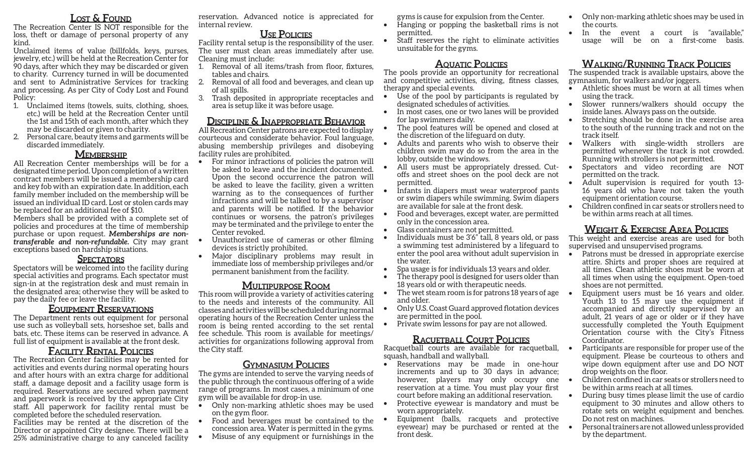## Lost & Found

The Recreation Center IS NOT responsible for the loss, theft or damage of personal property of any kind.

Unclaimed items of value (billfolds, keys, purses, jewelry, etc.) will be held at the Recreation Center for 90 days, after which they may be discarded or given to charity. Currency turned in will be documented and sent to Administrative Services for tracking and processing. As per City of Cody Lost and Found Policy:

1. Unclaimed items (towels, suits, clothing, shoes, etc.) will be held at the Recreation Center until the 1st and 15th of each month, after which they may be discarded or given to charity.
2. Personal care, beauty items and garments will be discarded immediately.

## Membership

All Recreation Center memberships will be for a designated time period. Upon completion of a written contract members will be issued a membership card and key fob with an expiration date. In addition, each family member included on the membership will be issued an individual ID card. Lost or stolen cards may be replaced for an additional fee of $10.

Members shall be provided with a complete set of policies and procedures at the time of membership purchase or upon request. ***Memberships are non-transferable and non-refundable.*** City may grant exceptions based on hardship situations.

## Spectators

Spectators will be welcomed into the facility during special activities and programs. Each spectator must sign-in at the registration desk and must remain in the designated area; otherwise they will be asked to pay the daily fee or leave the facility.

## Equipment Reservations

The Department rents out equipment for personal use such as volleyball sets, horseshoe set, balls and bats, etc. These items can be reserved in advance. A full list of equipment is available at the front desk.

## Facility Rental Policies

The Recreation Center facilities may be rented for activities and events during normal operating hours and after hours with an extra charge for additional staff, a damage deposit and a facility usage form is required. Reservations are secured when payment and paperwork is received by the appropriate City staff. All paperwork for facility rental must be completed before the scheduled reservation.

Facilities may be rented at the discretion of the Director or appointed City designee. There will be a 25% administrative charge to any canceled facility reservation. Advanced notice is appreciated for internal review.

## Use Policies

Facility rental setup is the responsibility of the user. The user must clean areas immediately after use. Cleaning must include:

1. Removal of all items/trash from floor, fixtures, tables and chairs.
2. Removal of all food and beverages, and clean up of all spills.
3. Trash deposited in appropriate receptacles and area is setup like it was before usage.

## Discipline & Inappropriate Behavior

All Recreation Center patrons are expected to display courteous and considerate behavior. Foul language, abusing membership privileges and disobeying facility rules are prohibited.

- For minor infractions of policies the patron will be asked to leave and the incident documented. Upon the second occurrence the patron will be asked to leave the facility, given a written warning as to the consequences of further infractions and will be talked to by a supervisor and parents will be notified. If the behavior continues or worsens, the patron's privileges may be terminated and the privilege to enter the Center revoked.
- Unauthorized use of cameras or other filming devices is strictly prohibited.
- Major disciplinary problems may result in immediate loss of membership privileges and/or permanent banishment from the facility.

## Multipurpose Room

This room will provide a variety of activities catering to the needs and interests of the community. All classes and activities will be scheduled during normal operating hours of the Recreation Center unless the room is being rented according to the set rental fee schedule. This room is available for meetings/activities for organizations following approval from the City staff.

## Gymnasium Policies

The gyms are intended to serve the varying needs of the public through the continuous offering of a wide range of programs. In most cases, a minimum of one gym will be available for drop-in use.

- Only non-marking athletic shoes may be used on the gym floor.
- Food and beverages must be contained to the concession area. Water is permitted in the gyms.
- Misuse of any equipment or furnishings in the gyms is cause for expulsion from the Center.
- Hanging or popping the basketball rims is not permitted.
- Staff reserves the right to eliminate activities unsuitable for the gyms.

## Aquatic Policies

The pools provide an opportunity for recreational and competitive activities, diving, fitness classes, therapy and special events.

- Use of the pool by participants is regulated by designated schedules of activities.
- In most cases, one or two lanes will be provided for lap swimmers daily.
- The pool features will be opened and closed at the discretion of the lifeguard on duty.
- Adults and parents who wish to observe their children swim may do so from the area in the lobby, outside the windows.
- All users must be appropriately dressed. Cut-offs and street shoes on the pool deck are not permitted.
- Infants in diapers must wear waterproof pants or swim diapers while swimming. Swim diapers are available for sale at the front desk.
- Food and beverages, except water, are permitted only in the concession area.
- Glass containers are not permitted.
- Individuals must be 3'6" tall, 8 years old, or pass a swimming test administered by a lifeguard to enter the pool area without adult supervision in the water.
- Spa usage is for individuals 13 years and older.
- The therapy pool is designed for users older than 18 years old or with therapeutic needs.
- The wet steam room is for patrons 18 years of age and older.
- Only U.S. Coast Guard approved flotation devices are permitted in the pool.
- Private swim lessons for pay are not allowed.

## Racquetball Court Policies

Racquetball courts are available for racquetball, squash, handball and wallyball.

- Reservations may be made in one-hour increments and up to 30 days in advance; however, players may only occupy one reservation at a time. You must play your first court before making an additional reservation.
- Protective eyewear is mandatory and must be worn appropriately.
- Equipment (balls, racquets and protective eyewear) may be purchased or rented at the front desk.
- Only non-marking athletic shoes may be used in the courts.
- In the event a court is "available," usage will be on a first-come basis.

## Walking/Running Track Policies

The suspended track is available upstairs, above the gymnasium, for walkers and/or joggers.

- Athletic shoes must be worn at all times when using the track.
- Slower runners/walkers should occupy the inside lanes. Always pass on the outside.
- Stretching should be done in the exercise area to the south of the running track and not on the track itself.
- Walkers with single-width strollers are permitted whenever the track is not crowded. Running with strollers is not permitted.
- Spectators and video recording are NOT permitted on the track.
- Adult supervision is required for youth 13-16 years old who have not taken the youth equipment orientation course.
- Children confined in car seats or strollers need to be within arms reach at all times.

## Weight & Exercise Area Policies

This weight and exercise areas are used for both supervised and unsupervised programs.

- Patrons must be dressed in appropriate exercise attire. Shirts and proper shoes are required at all times. Clean athletic shoes must be worn at all times when using the equipment. Open-toed shoes are not permitted.
- Equipment users must be 16 years and older. Youth 13 to 15 may use the equipment if accompanied and directly supervised by an adult, 21 years of age or older or if they have successfully completed the Youth Equipment Orientation course with the City's Fitness Coordinator.
- Participants are responsible for proper use of the equipment. Please be courteous to others and wipe down equipment after use and DO NOT drop weights on the floor.
- Children confined in car seats or strollers need to be within arms reach at all times.
- During busy times please limit the use of cardio equipment to 30 minutes and allow others to rotate sets on weight equipment and benches. Do not rest on machines.
- Personal trainers are not allowed unless provided by the department.